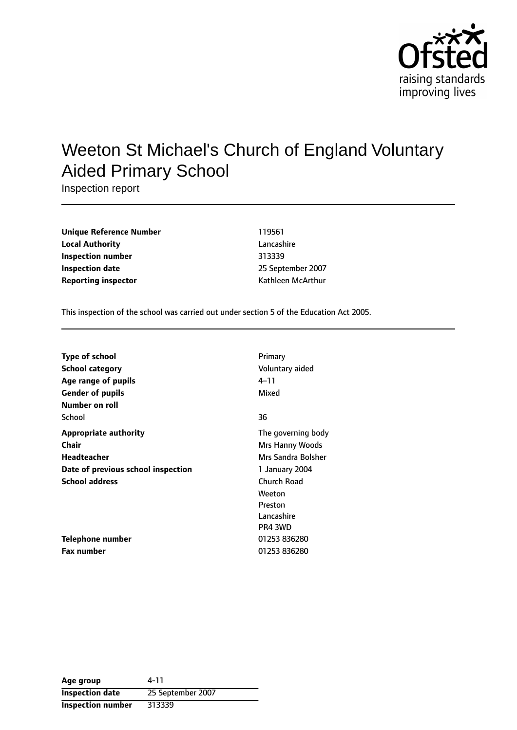# Weeton St Michael's Church of England Voluntary Aided Primary School

Inspection report

| | |
|---|---|
| **Unique Reference Number** | 119561 |
| **Local Authority** | Lancashire |
| **Inspection number** | 313339 |
| **Inspection date** | 25 September 2007 |
| **Reporting inspector** | Kathleen McArthur |

This inspection of the school was carried out under section 5 of the Education Act 2005.

| | |
|---|---|
| **Type of school** | Primary |
| **School category** | Voluntary aided |
| **Age range of pupils** | 4–11 |
| **Gender of pupils** | Mixed |
| **Number on roll** | |
| School | 36 |
| **Appropriate authority** | The governing body |
| **Chair** | Mrs Hanny Woods |
| **Headteacher** | Mrs Sandra Bolsher |
| **Date of previous school inspection** | 1 January 2004 |
| **School address** | Church Road<br>Weeton<br>Preston<br>Lancashire<br>PR4 3WD |
| **Telephone number** | 01253 836280 |
| **Fax number** | 01253 836280 |

| | |
|---|---|
| **Age group** | 4-11 |
| **Inspection date** | 25 September 2007 |
| **Inspection number** | 313339 |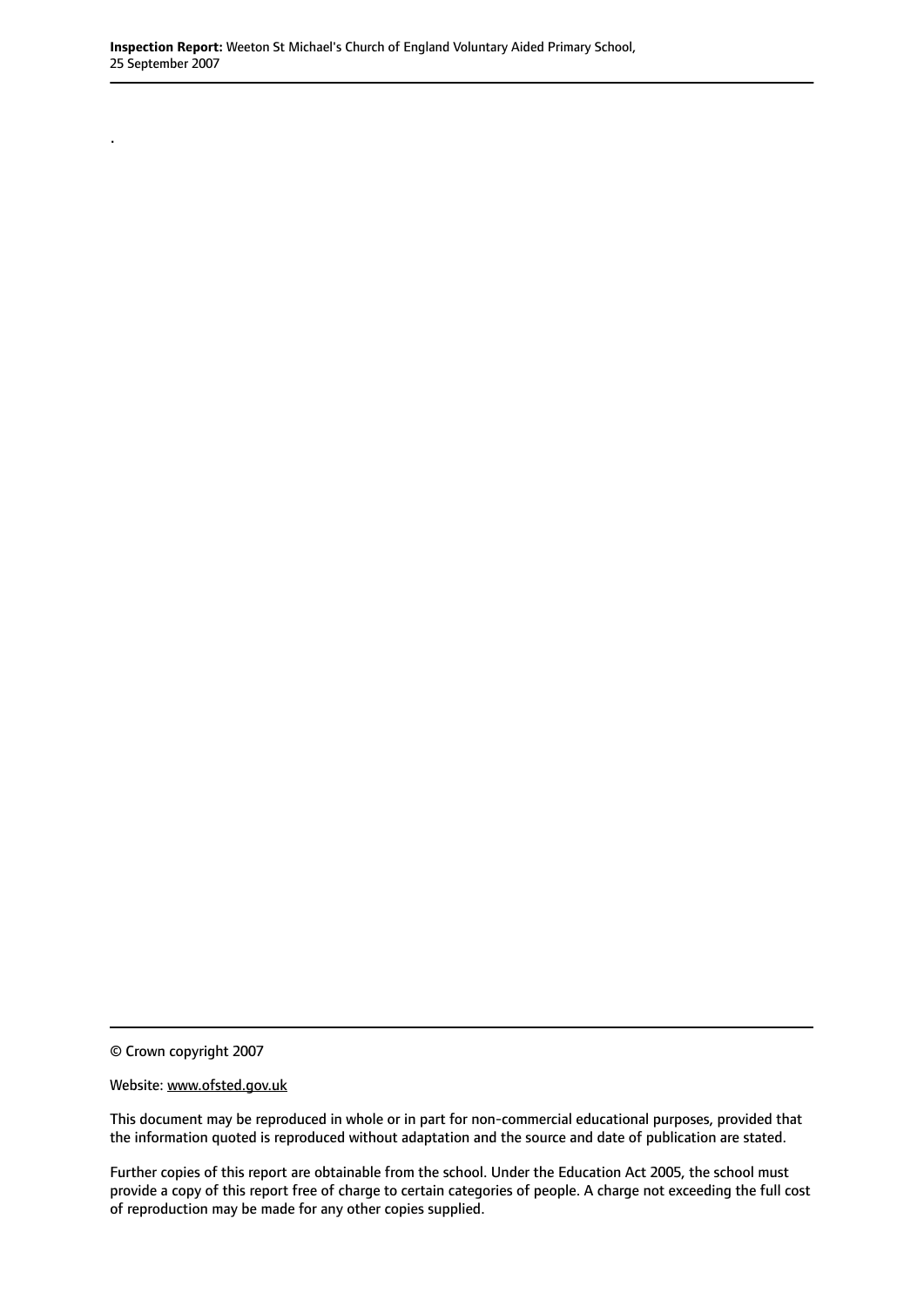.

© Crown copyright 2007

Website: www.ofsted.gov.uk

This document may be reproduced in whole or in part for non-commercial educational purposes, provided that the information quoted is reproduced without adaptation and the source and date of publication are stated.

Further copies of this report are obtainable from the school. Under the Education Act 2005, the school must provide a copy of this report free of charge to certain categories of people. A charge not exceeding the full cost of reproduction may be made for any other copies supplied.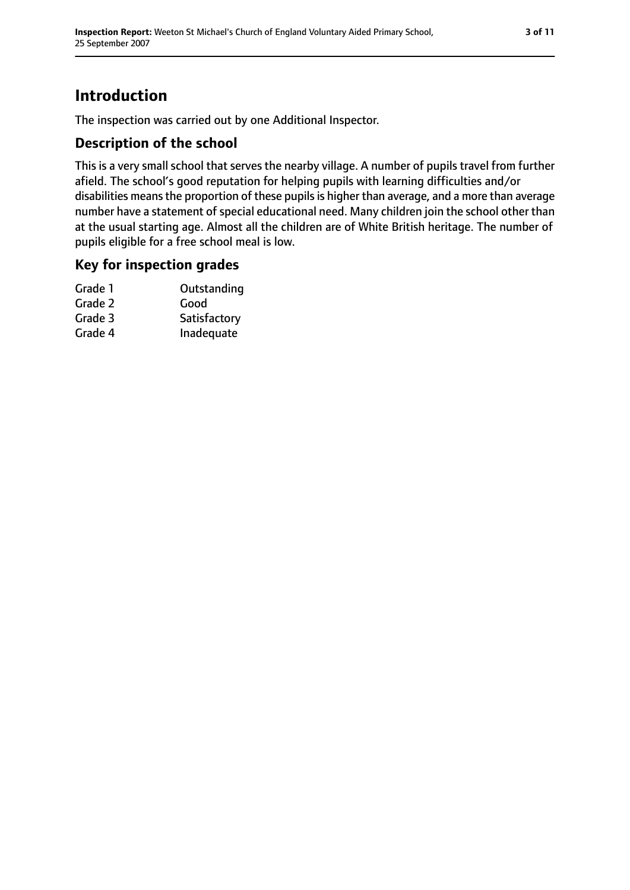# Introduction

The inspection was carried out by one Additional Inspector.

## Description of the school

This is a very small school that serves the nearby village. A number of pupils travel from further afield. The school's good reputation for helping pupils with learning difficulties and/or disabilities means the proportion of these pupils is higher than average, and a more than average number have a statement of special educational need. Many children join the school other than at the usual starting age. Almost all the children are of White British heritage. The number of pupils eligible for a free school meal is low.

## Key for inspection grades

| | |
|---|---|
| Grade 1 | Outstanding |
| Grade 2 | Good |
| Grade 3 | Satisfactory |
| Grade 4 | Inadequate |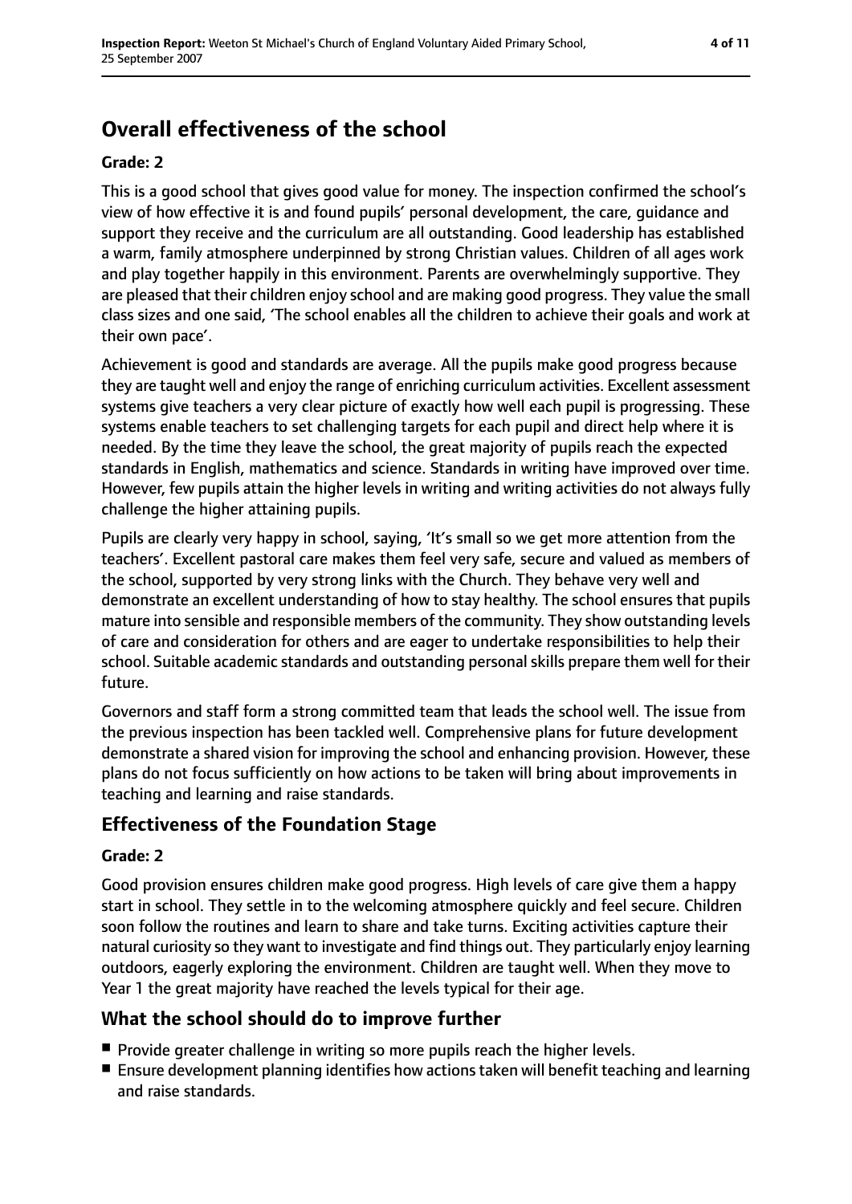# Overall effectiveness of the school

**Grade: 2**

This is a good school that gives good value for money. The inspection confirmed the school's view of how effective it is and found pupils' personal development, the care, guidance and support they receive and the curriculum are all outstanding. Good leadership has established a warm, family atmosphere underpinned by strong Christian values. Children of all ages work and play together happily in this environment. Parents are overwhelmingly supportive. They are pleased that their children enjoy school and are making good progress. They value the small class sizes and one said, 'The school enables all the children to achieve their goals and work at their own pace'.

Achievement is good and standards are average. All the pupils make good progress because they are taught well and enjoy the range of enriching curriculum activities. Excellent assessment systems give teachers a very clear picture of exactly how well each pupil is progressing. These systems enable teachers to set challenging targets for each pupil and direct help where it is needed. By the time they leave the school, the great majority of pupils reach the expected standards in English, mathematics and science. Standards in writing have improved over time. However, few pupils attain the higher levels in writing and writing activities do not always fully challenge the higher attaining pupils.

Pupils are clearly very happy in school, saying, 'It's small so we get more attention from the teachers'. Excellent pastoral care makes them feel very safe, secure and valued as members of the school, supported by very strong links with the Church. They behave very well and demonstrate an excellent understanding of how to stay healthy. The school ensures that pupils mature into sensible and responsible members of the community. They show outstanding levels of care and consideration for others and are eager to undertake responsibilities to help their school. Suitable academic standards and outstanding personal skills prepare them well for their future.

Governors and staff form a strong committed team that leads the school well. The issue from the previous inspection has been tackled well. Comprehensive plans for future development demonstrate a shared vision for improving the school and enhancing provision. However, these plans do not focus sufficiently on how actions to be taken will bring about improvements in teaching and learning and raise standards.

## Effectiveness of the Foundation Stage

**Grade: 2**

Good provision ensures children make good progress. High levels of care give them a happy start in school. They settle in to the welcoming atmosphere quickly and feel secure. Children soon follow the routines and learn to share and take turns. Exciting activities capture their natural curiosity so they want to investigate and find things out. They particularly enjoy learning outdoors, eagerly exploring the environment. Children are taught well. When they move to Year 1 the great majority have reached the levels typical for their age.

## What the school should do to improve further

- Provide greater challenge in writing so more pupils reach the higher levels.
- Ensure development planning identifies how actions taken will benefit teaching and learning and raise standards.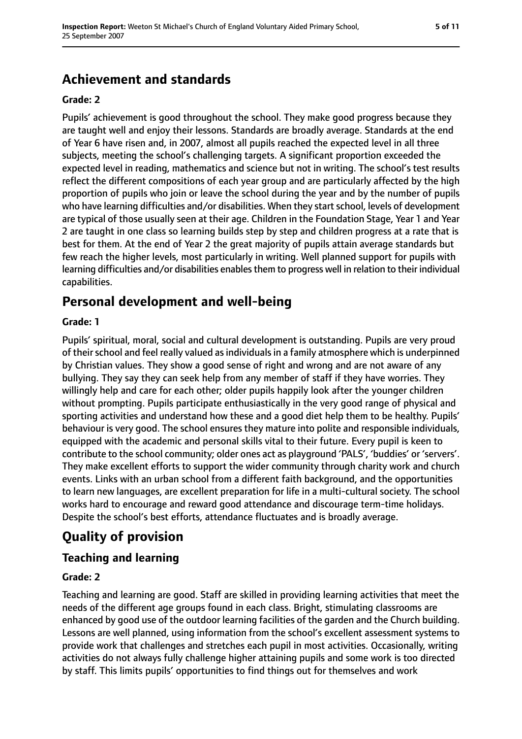## Achievement and standards

**Grade: 2**

Pupils' achievement is good throughout the school. They make good progress because they are taught well and enjoy their lessons. Standards are broadly average. Standards at the end of Year 6 have risen and, in 2007, almost all pupils reached the expected level in all three subjects, meeting the school's challenging targets. A significant proportion exceeded the expected level in reading, mathematics and science but not in writing. The school's test results reflect the different compositions of each year group and are particularly affected by the high proportion of pupils who join or leave the school during the year and by the number of pupils who have learning difficulties and/or disabilities. When they start school, levels of development are typical of those usually seen at their age. Children in the Foundation Stage, Year 1 and Year 2 are taught in one class so learning builds step by step and children progress at a rate that is best for them. At the end of Year 2 the great majority of pupils attain average standards but few reach the higher levels, most particularly in writing. Well planned support for pupils with learning difficulties and/or disabilities enables them to progress well in relation to their individual capabilities.

## Personal development and well-being

**Grade: 1**

Pupils' spiritual, moral, social and cultural development is outstanding. Pupils are very proud of their school and feel really valued as individuals in a family atmosphere which is underpinned by Christian values. They show a good sense of right and wrong and are not aware of any bullying. They say they can seek help from any member of staff if they have worries. They willingly help and care for each other; older pupils happily look after the younger children without prompting. Pupils participate enthusiastically in the very good range of physical and sporting activities and understand how these and a good diet help them to be healthy. Pupils' behaviour is very good. The school ensures they mature into polite and responsible individuals, equipped with the academic and personal skills vital to their future. Every pupil is keen to contribute to the school community; older ones act as playground 'PALS', 'buddies' or 'servers'. They make excellent efforts to support the wider community through charity work and church events. Links with an urban school from a different faith background, and the opportunities to learn new languages, are excellent preparation for life in a multi-cultural society. The school works hard to encourage and reward good attendance and discourage term-time holidays. Despite the school's best efforts, attendance fluctuates and is broadly average.

# Quality of provision

### Teaching and learning

**Grade: 2**

Teaching and learning are good. Staff are skilled in providing learning activities that meet the needs of the different age groups found in each class. Bright, stimulating classrooms are enhanced by good use of the outdoor learning facilities of the garden and the Church building. Lessons are well planned, using information from the school's excellent assessment systems to provide work that challenges and stretches each pupil in most activities. Occasionally, writing activities do not always fully challenge higher attaining pupils and some work is too directed by staff. This limits pupils' opportunities to find things out for themselves and work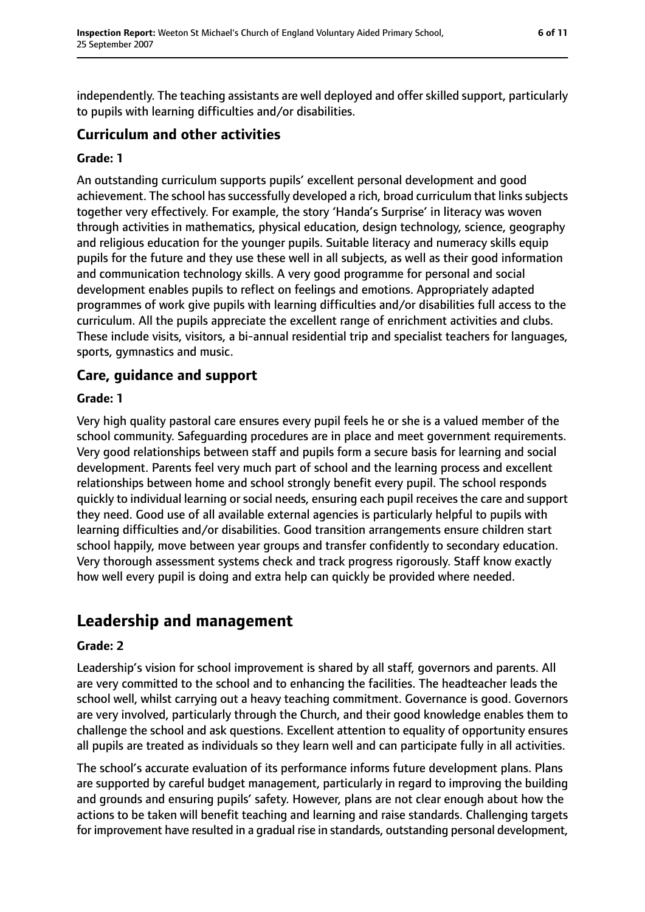independently. The teaching assistants are well deployed and offer skilled support, particularly to pupils with learning difficulties and/or disabilities.

### Curriculum and other activities

**Grade: 1**

An outstanding curriculum supports pupils' excellent personal development and good achievement. The school has successfully developed a rich, broad curriculum that links subjects together very effectively. For example, the story 'Handa's Surprise' in literacy was woven through activities in mathematics, physical education, design technology, science, geography and religious education for the younger pupils. Suitable literacy and numeracy skills equip pupils for the future and they use these well in all subjects, as well as their good information and communication technology skills. A very good programme for personal and social development enables pupils to reflect on feelings and emotions. Appropriately adapted programmes of work give pupils with learning difficulties and/or disabilities full access to the curriculum. All the pupils appreciate the excellent range of enrichment activities and clubs. These include visits, visitors, a bi-annual residential trip and specialist teachers for languages, sports, gymnastics and music.

### Care, guidance and support

**Grade: 1**

Very high quality pastoral care ensures every pupil feels he or she is a valued member of the school community. Safeguarding procedures are in place and meet government requirements. Very good relationships between staff and pupils form a secure basis for learning and social development. Parents feel very much part of school and the learning process and excellent relationships between home and school strongly benefit every pupil. The school responds quickly to individual learning or social needs, ensuring each pupil receives the care and support they need. Good use of all available external agencies is particularly helpful to pupils with learning difficulties and/or disabilities. Good transition arrangements ensure children start school happily, move between year groups and transfer confidently to secondary education. Very thorough assessment systems check and track progress rigorously. Staff know exactly how well every pupil is doing and extra help can quickly be provided where needed.

## Leadership and management

**Grade: 2**

Leadership's vision for school improvement is shared by all staff, governors and parents. All are very committed to the school and to enhancing the facilities. The headteacher leads the school well, whilst carrying out a heavy teaching commitment. Governance is good. Governors are very involved, particularly through the Church, and their good knowledge enables them to challenge the school and ask questions. Excellent attention to equality of opportunity ensures all pupils are treated as individuals so they learn well and can participate fully in all activities.

The school's accurate evaluation of its performance informs future development plans. Plans are supported by careful budget management, particularly in regard to improving the building and grounds and ensuring pupils' safety. However, plans are not clear enough about how the actions to be taken will benefit teaching and learning and raise standards. Challenging targets for improvement have resulted in a gradual rise in standards, outstanding personal development,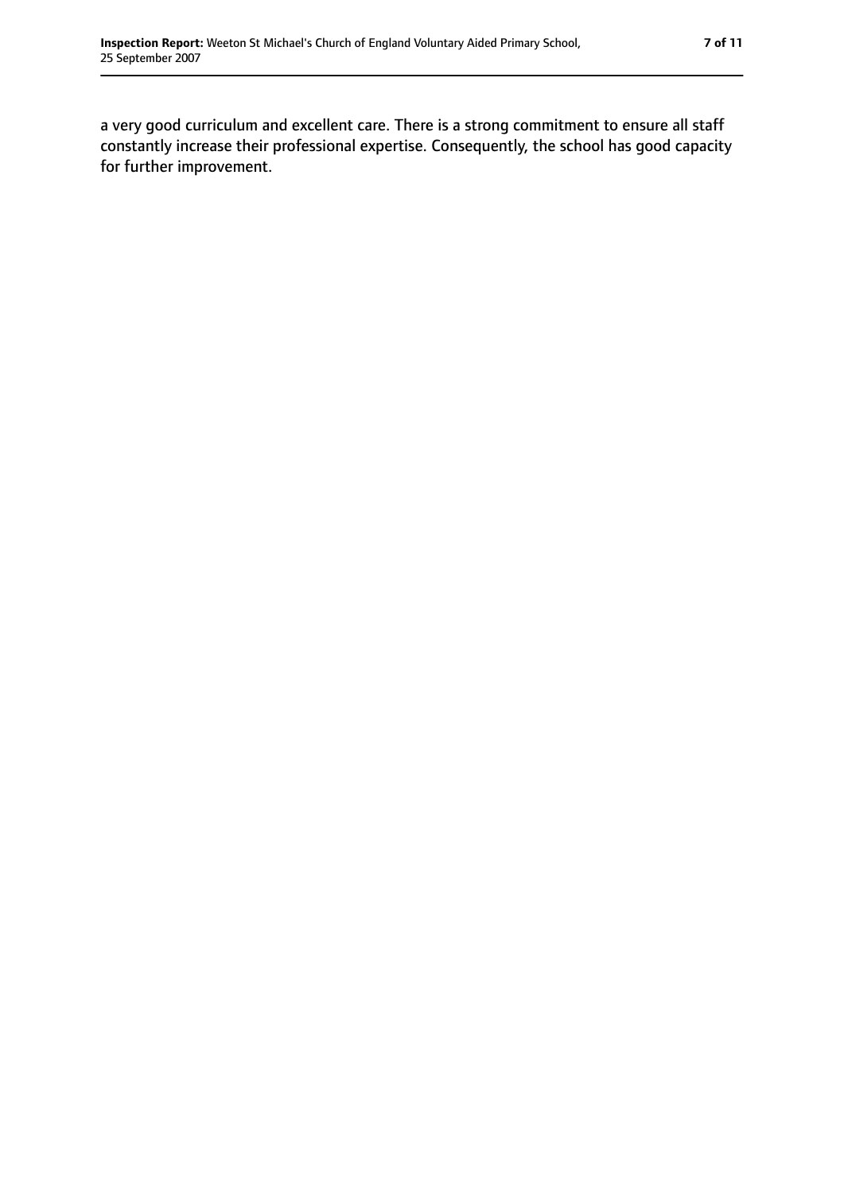a very good curriculum and excellent care. There is a strong commitment to ensure all staff constantly increase their professional expertise. Consequently, the school has good capacity for further improvement.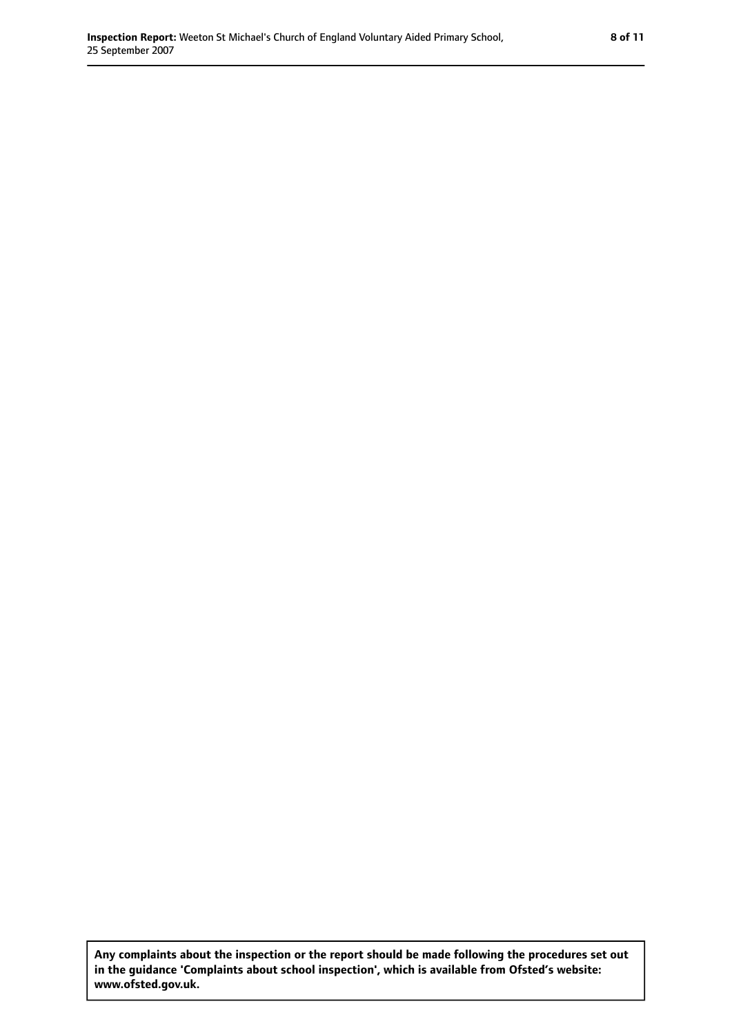**Any complaints about the inspection or the report should be made following the procedures set out in the guidance 'Complaints about school inspection', which is available from Ofsted's website: www.ofsted.gov.uk.**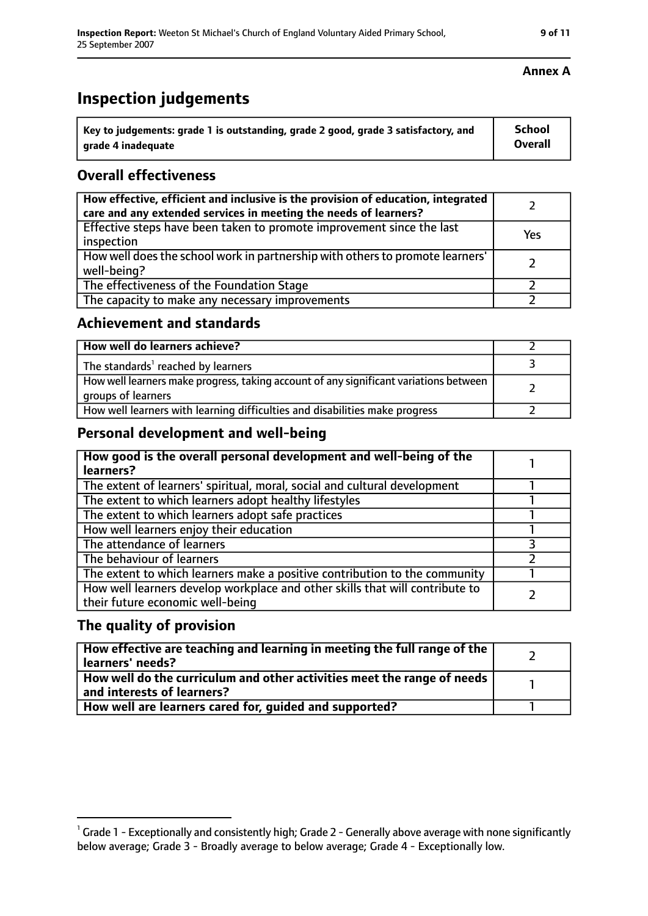**Annex A**

# Inspection judgements

| Key to judgements: grade 1 is outstanding, grade 2 good, grade 3 satisfactory, and grade 4 inadequate | School Overall |
|---|---|

## Overall effectiveness

| | |
|---|---|
| How effective, efficient and inclusive is the provision of education, integrated care and any extended services in meeting the needs of learners? | 2 |
| Effective steps have been taken to promote improvement since the last inspection | Yes |
| How well does the school work in partnership with others to promote learners' well-being? | 2 |
| The effectiveness of the Foundation Stage | 2 |
| The capacity to make any necessary improvements | 2 |

## Achievement and standards

| | |
|---|---|
| How well do learners achieve? | 2 |
| The standards[1] reached by learners | 3 |
| How well learners make progress, taking account of any significant variations between groups of learners | 2 |
| How well learners with learning difficulties and disabilities make progress | 2 |

## Personal development and well-being

| | |
|---|---|
| How good is the overall personal development and well-being of the learners? | 1 |
| The extent of learners' spiritual, moral, social and cultural development | 1 |
| The extent to which learners adopt healthy lifestyles | 1 |
| The extent to which learners adopt safe practices | 1 |
| How well learners enjoy their education | 1 |
| The attendance of learners | 3 |
| The behaviour of learners | 2 |
| The extent to which learners make a positive contribution to the community | 1 |
| How well learners develop workplace and other skills that will contribute to their future economic well-being | 2 |

## The quality of provision

| | |
|---|---|
| How effective are teaching and learning in meeting the full range of the learners' needs? | 2 |
| How well do the curriculum and other activities meet the range of needs and interests of learners? | 1 |
| How well are learners cared for, guided and supported? | 1 |

[1] Grade 1 - Exceptionally and consistently high; Grade 2 - Generally above average with none significantly below average; Grade 3 - Broadly average to below average; Grade 4 - Exceptionally low.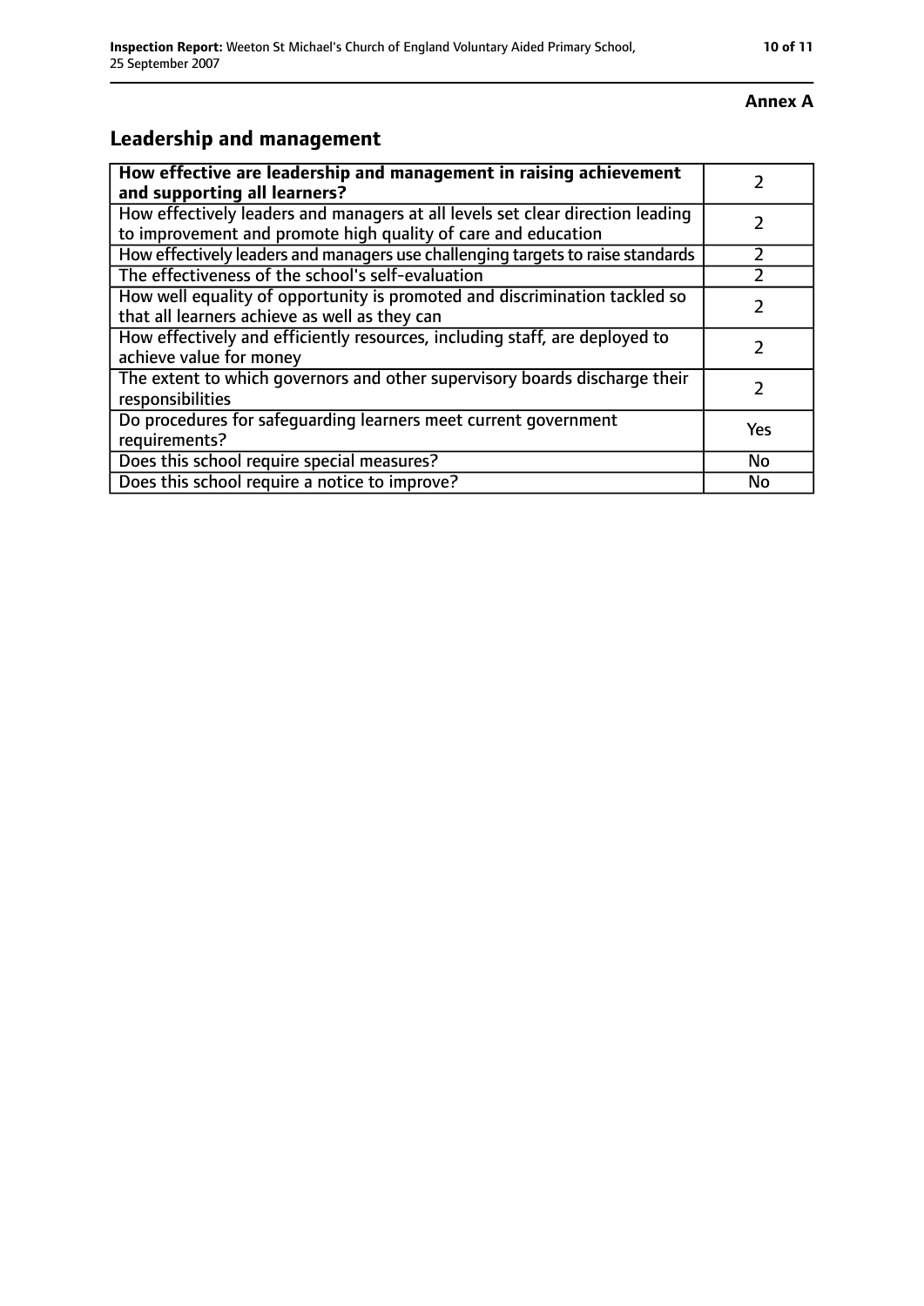**Annex A**

## Leadership and management

| **How effective are leadership and management in raising achievement and supporting all learners?** | 2 |
|---|---|
| How effectively leaders and managers at all levels set clear direction leading to improvement and promote high quality of care and education | 2 |
| How effectively leaders and managers use challenging targets to raise standards | 2 |
| The effectiveness of the school's self-evaluation | 2 |
| How well equality of opportunity is promoted and discrimination tackled so that all learners achieve as well as they can | 2 |
| How effectively and efficiently resources, including staff, are deployed to achieve value for money | 2 |
| The extent to which governors and other supervisory boards discharge their responsibilities | 2 |
| Do procedures for safeguarding learners meet current government requirements? | Yes |
| Does this school require special measures? | No |
| Does this school require a notice to improve? | No |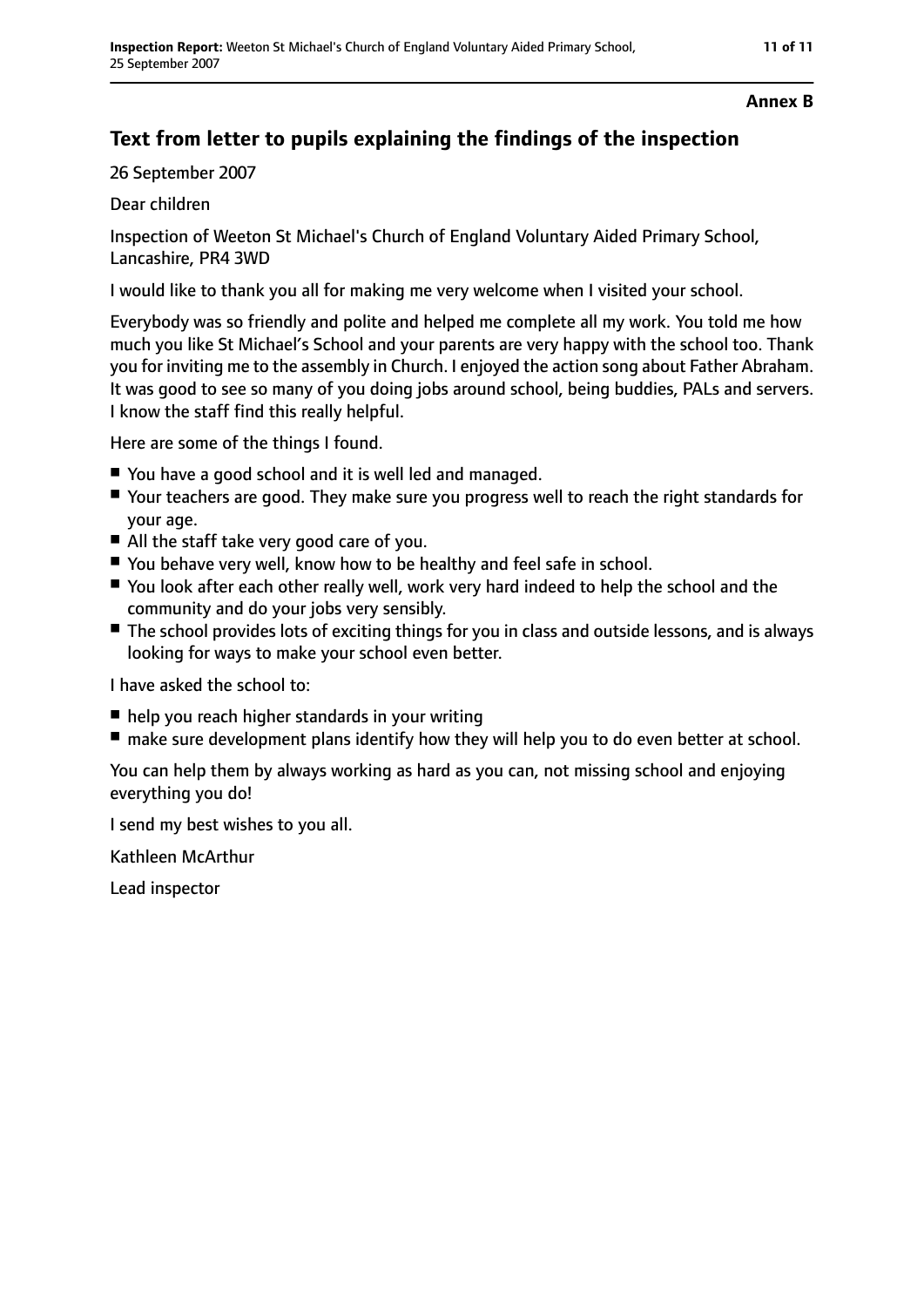**Annex B**

## Text from letter to pupils explaining the findings of the inspection

26 September 2007

Dear children

Inspection of Weeton St Michael's Church of England Voluntary Aided Primary School, Lancashire, PR4 3WD

I would like to thank you all for making me very welcome when I visited your school.

Everybody was so friendly and polite and helped me complete all my work. You told me how much you like St Michael's School and your parents are very happy with the school too. Thank you for inviting me to the assembly in Church. I enjoyed the action song about Father Abraham. It was good to see so many of you doing jobs around school, being buddies, PALs and servers. I know the staff find this really helpful.

Here are some of the things I found.

- You have a good school and it is well led and managed.
- Your teachers are good. They make sure you progress well to reach the right standards for your age.
- All the staff take very good care of you.
- You behave very well, know how to be healthy and feel safe in school.
- You look after each other really well, work very hard indeed to help the school and the community and do your jobs very sensibly.
- The school provides lots of exciting things for you in class and outside lessons, and is always looking for ways to make your school even better.

I have asked the school to:

- help you reach higher standards in your writing
- make sure development plans identify how they will help you to do even better at school.

You can help them by always working as hard as you can, not missing school and enjoying everything you do!

I send my best wishes to you all.

Kathleen McArthur

Lead inspector